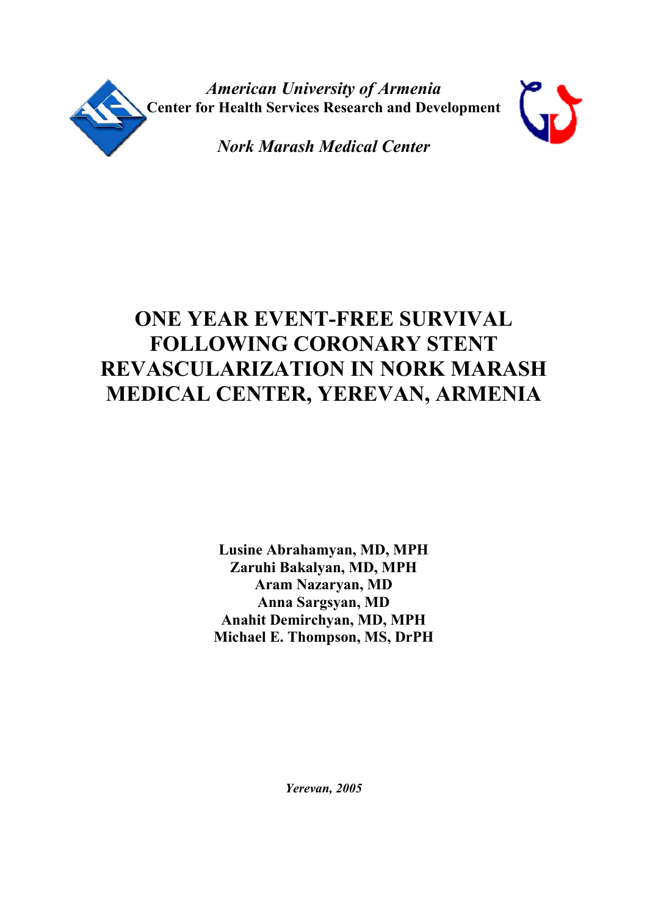*American University of Armenia*

**Center for Health Services Research and Development**

***Nork Marash Medical Center***

# ONE YEAR EVENT-FREE SURVIVAL FOLLOWING CORONARY STENT REVASCULARIZATION IN NORK MARASH MEDICAL CENTER, YEREVAN, ARMENIA

**Lusine Abrahamyan, MD, MPH**
**Zaruhi Bakalyan, MD, MPH**
**Aram Nazaryan, MD**
**Anna Sargsyan, MD**
**Anahit Demirchyan, MD, MPH**
**Michael E. Thompson, MS, DrPH**

***Yerevan, 2005***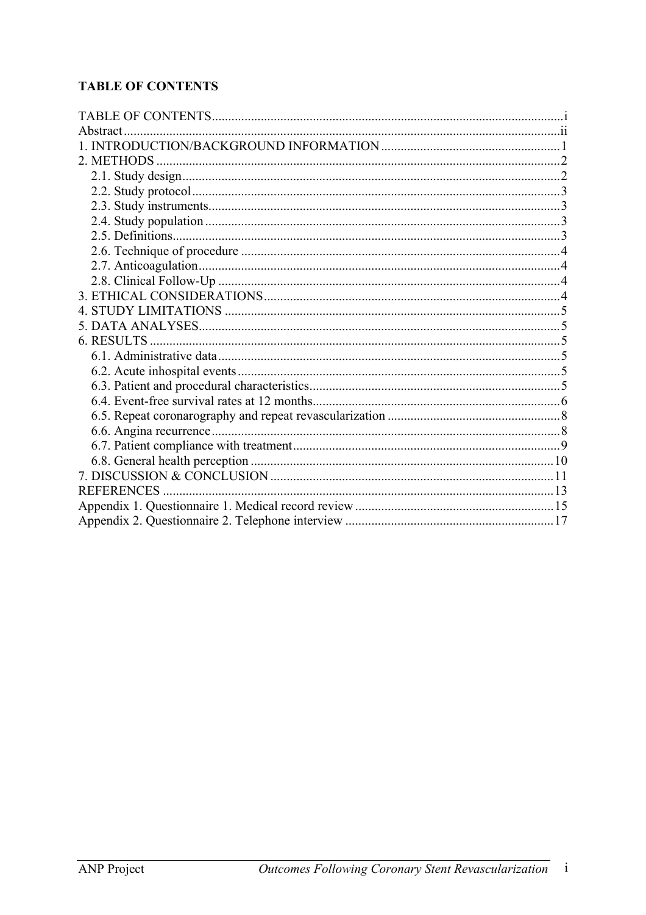**TABLE OF CONTENTS**

TABLE OF CONTENTS ..... i
Abstract ..... ii
1. INTRODUCTION/BACKGROUND INFORMATION ..... 1
2. METHODS ..... 2
- 2.1. Study design ..... 2
- 2.2. Study protocol ..... 3
- 2.3. Study instruments ..... 3
- 2.4. Study population ..... 3
- 2.5. Definitions ..... 3
- 2.6. Technique of procedure ..... 4
- 2.7. Anticoagulation ..... 4
- 2.8. Clinical Follow-Up ..... 4

3. ETHICAL CONSIDERATIONS ..... 4
4. STUDY LIMITATIONS ..... 5
5. DATA ANALYSES ..... 5
6. RESULTS ..... 5
- 6.1. Administrative data ..... 5
- 6.2. Acute inhospital events ..... 5
- 6.3. Patient and procedural characteristics ..... 5
- 6.4. Event-free survival rates at 12 months ..... 6
- 6.5. Repeat coronarography and repeat revascularization ..... 8
- 6.6. Angina recurrence ..... 8
- 6.7. Patient compliance with treatment ..... 9
- 6.8. General health perception ..... 10

7. DISCUSSION & CONCLUSION ..... 11
REFERENCES ..... 13
Appendix 1. Questionnaire 1. Medical record review ..... 15
Appendix 2. Questionnaire 2. Telephone interview ..... 17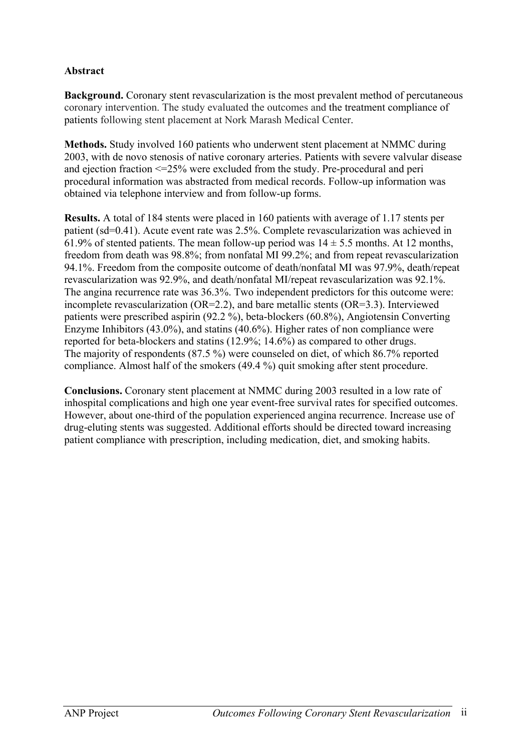## Abstract

**Background.** Coronary stent revascularization is the most prevalent method of percutaneous coronary intervention. The study evaluated the outcomes and the treatment compliance of patients following stent placement at Nork Marash Medical Center.

**Methods.** Study involved 160 patients who underwent stent placement at NMMC during 2003, with de novo stenosis of native coronary arteries. Patients with severe valvular disease and ejection fraction <=25% were excluded from the study. Pre-procedural and peri procedural information was abstracted from medical records. Follow-up information was obtained via telephone interview and from follow-up forms.

**Results.** A total of 184 stents were placed in 160 patients with average of 1.17 stents per patient (sd=0.41). Acute event rate was 2.5%. Complete revascularization was achieved in 61.9% of stented patients. The mean follow-up period was $14 \pm 5.5$ months. At 12 months, freedom from death was 98.8%; from nonfatal MI 99.2%; and from repeat revascularization 94.1%. Freedom from the composite outcome of death/nonfatal MI was 97.9%, death/repeat revascularization was 92.9%, and death/nonfatal MI/repeat revascularization was 92.1%. The angina recurrence rate was 36.3%. Two independent predictors for this outcome were: incomplete revascularization (OR=2.2), and bare metallic stents (OR=3.3). Interviewed patients were prescribed aspirin (92.2 %), beta-blockers (60.8%), Angiotensin Converting Enzyme Inhibitors (43.0%), and statins (40.6%). Higher rates of non compliance were reported for beta-blockers and statins (12.9%; 14.6%) as compared to other drugs. The majority of respondents (87.5 %) were counseled on diet, of which 86.7% reported compliance. Almost half of the smokers (49.4 %) quit smoking after stent procedure.

**Conclusions.** Coronary stent placement at NMMC during 2003 resulted in a low rate of inhospital complications and high one year event-free survival rates for specified outcomes. However, about one-third of the population experienced angina recurrence. Increase use of drug-eluting stents was suggested. Additional efforts should be directed toward increasing patient compliance with prescription, including medication, diet, and smoking habits.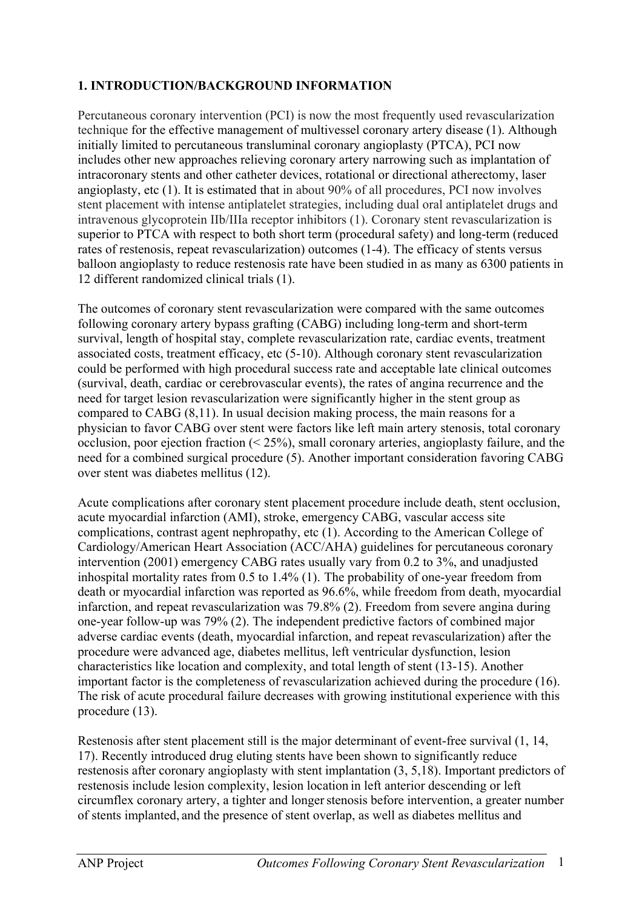## 1. INTRODUCTION/BACKGROUND INFORMATION

Percutaneous coronary intervention (PCI) is now the most frequently used revascularization technique for the effective management of multivessel coronary artery disease (1). Although initially limited to percutaneous transluminal coronary angioplasty (PTCA), PCI now includes other new approaches relieving coronary artery narrowing such as implantation of intracoronary stents and other catheter devices, rotational or directional atherectomy, laser angioplasty, etc (1). It is estimated that in about 90% of all procedures, PCI now involves stent placement with intense antiplatelet strategies, including dual oral antiplatelet drugs and intravenous glycoprotein IIb/IIIa receptor inhibitors (1). Coronary stent revascularization is superior to PTCA with respect to both short term (procedural safety) and long-term (reduced rates of restenosis, repeat revascularization) outcomes (1-4). The efficacy of stents versus balloon angioplasty to reduce restenosis rate have been studied in as many as 6300 patients in 12 different randomized clinical trials (1).

The outcomes of coronary stent revascularization were compared with the same outcomes following coronary artery bypass grafting (CABG) including long-term and short-term survival, length of hospital stay, complete revascularization rate, cardiac events, treatment associated costs, treatment efficacy, etc (5-10). Although coronary stent revascularization could be performed with high procedural success rate and acceptable late clinical outcomes (survival, death, cardiac or cerebrovascular events), the rates of angina recurrence and the need for target lesion revascularization were significantly higher in the stent group as compared to CABG (8,11). In usual decision making process, the main reasons for a physician to favor CABG over stent were factors like left main artery stenosis, total coronary occlusion, poor ejection fraction (< 25%), small coronary arteries, angioplasty failure, and the need for a combined surgical procedure (5). Another important consideration favoring CABG over stent was diabetes mellitus (12).

Acute complications after coronary stent placement procedure include death, stent occlusion, acute myocardial infarction (AMI), stroke, emergency CABG, vascular access site complications, contrast agent nephropathy, etc (1). According to the American College of Cardiology/American Heart Association (ACC/AHA) guidelines for percutaneous coronary intervention (2001) emergency CABG rates usually vary from 0.2 to 3%, and unadjusted inhospital mortality rates from 0.5 to 1.4% (1). The probability of one-year freedom from death or myocardial infarction was reported as 96.6%, while freedom from death, myocardial infarction, and repeat revascularization was 79.8% (2). Freedom from severe angina during one-year follow-up was 79% (2). The independent predictive factors of combined major adverse cardiac events (death, myocardial infarction, and repeat revascularization) after the procedure were advanced age, diabetes mellitus, left ventricular dysfunction, lesion characteristics like location and complexity, and total length of stent (13-15). Another important factor is the completeness of revascularization achieved during the procedure (16). The risk of acute procedural failure decreases with growing institutional experience with this procedure (13).

Restenosis after stent placement still is the major determinant of event-free survival (1, 14, 17). Recently introduced drug eluting stents have been shown to significantly reduce restenosis after coronary angioplasty with stent implantation (3, 5,18). Important predictors of restenosis include lesion complexity, lesion location in left anterior descending or left circumflex coronary artery, a tighter and longer stenosis before intervention, a greater number of stents implanted, and the presence of stent overlap, as well as diabetes mellitus and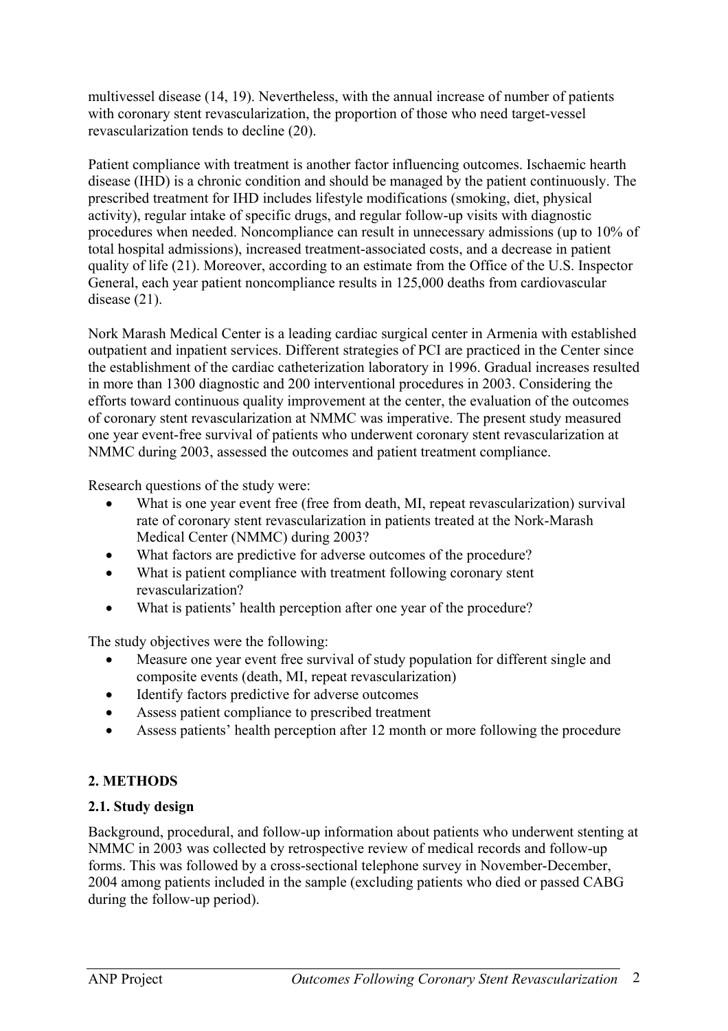multivessel disease (14, 19). Nevertheless, with the annual increase of number of patients with coronary stent revascularization, the proportion of those who need target-vessel revascularization tends to decline (20).

Patient compliance with treatment is another factor influencing outcomes. Ischaemic hearth disease (IHD) is a chronic condition and should be managed by the patient continuously. The prescribed treatment for IHD includes lifestyle modifications (smoking, diet, physical activity), regular intake of specific drugs, and regular follow-up visits with diagnostic procedures when needed. Noncompliance can result in unnecessary admissions (up to 10% of total hospital admissions), increased treatment-associated costs, and a decrease in patient quality of life (21). Moreover, according to an estimate from the Office of the U.S. Inspector General, each year patient noncompliance results in 125,000 deaths from cardiovascular disease (21).

Nork Marash Medical Center is a leading cardiac surgical center in Armenia with established outpatient and inpatient services. Different strategies of PCI are practiced in the Center since the establishment of the cardiac catheterization laboratory in 1996. Gradual increases resulted in more than 1300 diagnostic and 200 interventional procedures in 2003. Considering the efforts toward continuous quality improvement at the center, the evaluation of the outcomes of coronary stent revascularization at NMMC was imperative. The present study measured one year event-free survival of patients who underwent coronary stent revascularization at NMMC during 2003, assessed the outcomes and patient treatment compliance.

Research questions of the study were:

- What is one year event free (free from death, MI, repeat revascularization) survival rate of coronary stent revascularization in patients treated at the Nork-Marash Medical Center (NMMC) during 2003?
- What factors are predictive for adverse outcomes of the procedure?
- What is patient compliance with treatment following coronary stent revascularization?
- What is patients' health perception after one year of the procedure?

The study objectives were the following:

- Measure one year event free survival of study population for different single and composite events (death, MI, repeat revascularization)
- Identify factors predictive for adverse outcomes
- Assess patient compliance to prescribed treatment
- Assess patients' health perception after 12 month or more following the procedure

## 2. METHODS

### 2.1. Study design

Background, procedural, and follow-up information about patients who underwent stenting at NMMC in 2003 was collected by retrospective review of medical records and follow-up forms. This was followed by a cross-sectional telephone survey in November-December, 2004 among patients included in the sample (excluding patients who died or passed CABG during the follow-up period).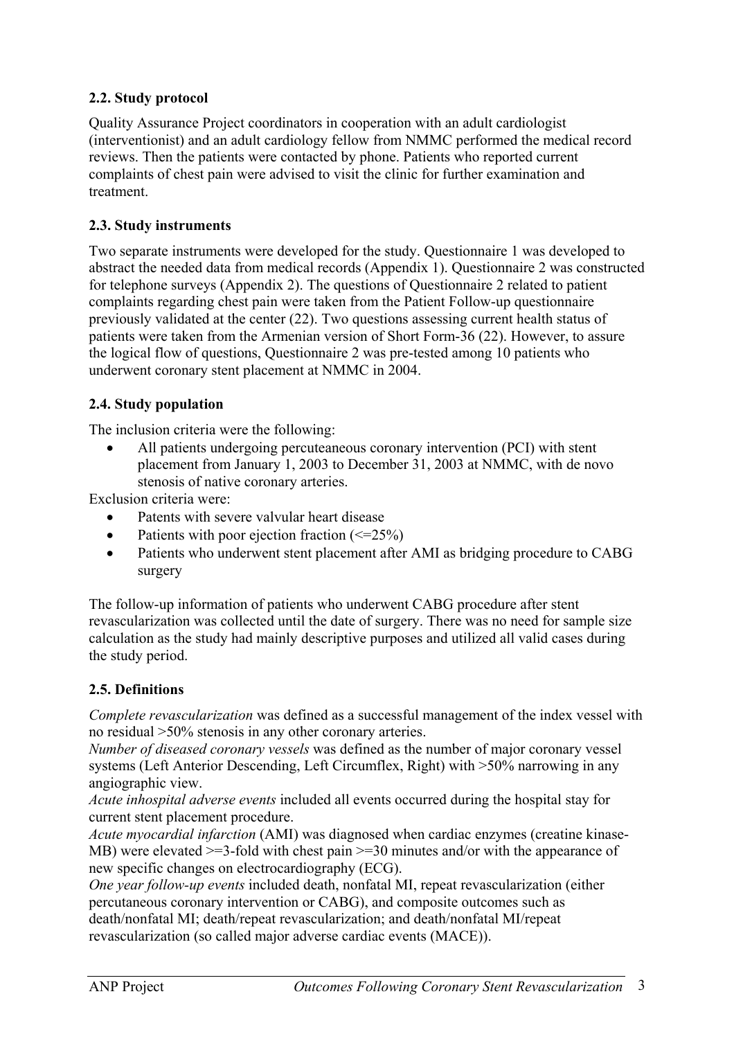### 2.2. Study protocol

Quality Assurance Project coordinators in cooperation with an adult cardiologist (interventionist) and an adult cardiology fellow from NMMC performed the medical record reviews. Then the patients were contacted by phone. Patients who reported current complaints of chest pain were advised to visit the clinic for further examination and treatment.

### 2.3. Study instruments

Two separate instruments were developed for the study. Questionnaire 1 was developed to abstract the needed data from medical records (Appendix 1). Questionnaire 2 was constructed for telephone surveys (Appendix 2). The questions of Questionnaire 2 related to patient complaints regarding chest pain were taken from the Patient Follow-up questionnaire previously validated at the center (22). Two questions assessing current health status of patients were taken from the Armenian version of Short Form-36 (22). However, to assure the logical flow of questions, Questionnaire 2 was pre-tested among 10 patients who underwent coronary stent placement at NMMC in 2004.

### 2.4. Study population

The inclusion criteria were the following:

- All patients undergoing percuteaneous coronary intervention (PCI) with stent placement from January 1, 2003 to December 31, 2003 at NMMC, with de novo stenosis of native coronary arteries.

Exclusion criteria were:

- Patents with severe valvular heart disease
- Patients with poor ejection fraction (<=25%)
- Patients who underwent stent placement after AMI as bridging procedure to CABG surgery

The follow-up information of patients who underwent CABG procedure after stent revascularization was collected until the date of surgery. There was no need for sample size calculation as the study had mainly descriptive purposes and utilized all valid cases during the study period.

### 2.5. Definitions

*Complete revascularization* was defined as a successful management of the index vessel with no residual >50% stenosis in any other coronary arteries.
*Number of diseased coronary vessels* was defined as the number of major coronary vessel systems (Left Anterior Descending, Left Circumflex, Right) with >50% narrowing in any angiographic view.
*Acute inhospital adverse events* included all events occurred during the hospital stay for current stent placement procedure.
*Acute myocardial infarction* (AMI) was diagnosed when cardiac enzymes (creatine kinase-MB) were elevated >=3-fold with chest pain >=30 minutes and/or with the appearance of new specific changes on electrocardiography (ECG).
*One year follow-up events* included death, nonfatal MI, repeat revascularization (either percutaneous coronary intervention or CABG), and composite outcomes such as death/nonfatal MI; death/repeat revascularization; and death/nonfatal MI/repeat revascularization (so called major adverse cardiac events (MACE)).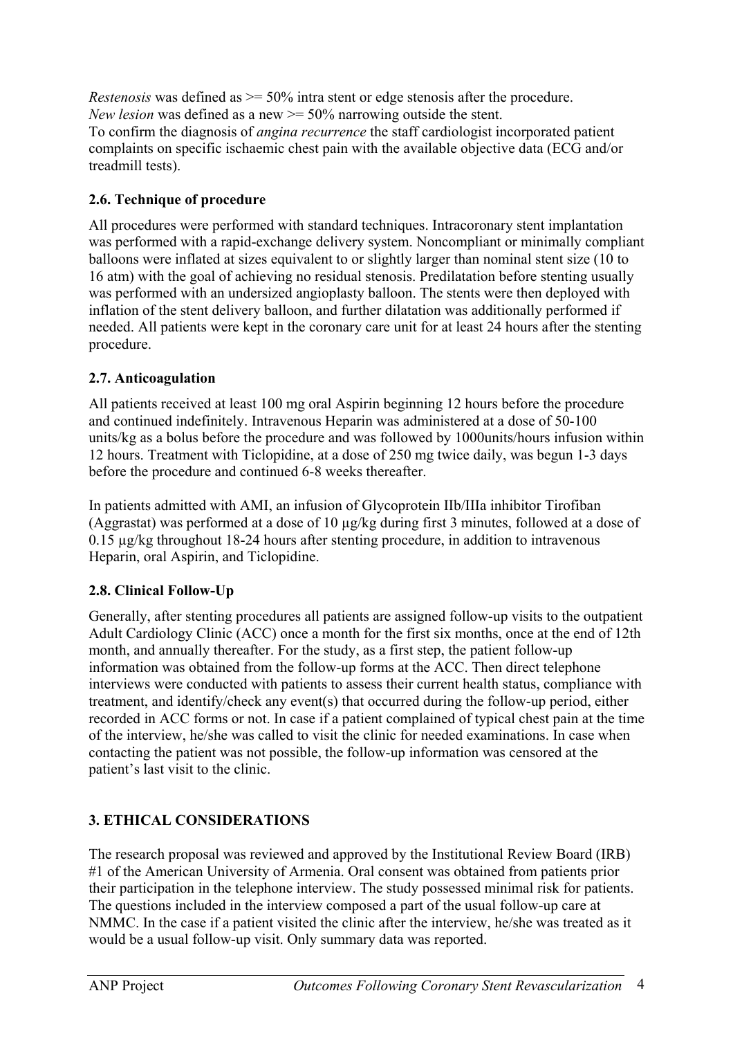*Restenosis* was defined as >= 50% intra stent or edge stenosis after the procedure.
*New lesion* was defined as a new >= 50% narrowing outside the stent.
To confirm the diagnosis of *angina recurrence* the staff cardiologist incorporated patient complaints on specific ischaemic chest pain with the available objective data (ECG and/or treadmill tests).

### 2.6. Technique of procedure

All procedures were performed with standard techniques. Intracoronary stent implantation was performed with a rapid-exchange delivery system. Noncompliant or minimally compliant balloons were inflated at sizes equivalent to or slightly larger than nominal stent size (10 to 16 atm) with the goal of achieving no residual stenosis. Predilatation before stenting usually was performed with an undersized angioplasty balloon. The stents were then deployed with inflation of the stent delivery balloon, and further dilatation was additionally performed if needed. All patients were kept in the coronary care unit for at least 24 hours after the stenting procedure.

### 2.7. Anticoagulation

All patients received at least 100 mg oral Aspirin beginning 12 hours before the procedure and continued indefinitely. Intravenous Heparin was administered at a dose of 50-100 units/kg as a bolus before the procedure and was followed by 1000units/hours infusion within 12 hours. Treatment with Ticlopidine, at a dose of 250 mg twice daily, was begun 1-3 days before the procedure and continued 6-8 weeks thereafter.

In patients admitted with AMI, an infusion of Glycoprotein IIb/IIIa inhibitor Tirofiban (Aggrastat) was performed at a dose of 10 µg/kg during first 3 minutes, followed at a dose of 0.15 µg/kg throughout 18-24 hours after stenting procedure, in addition to intravenous Heparin, oral Aspirin, and Ticlopidine.

### 2.8. Clinical Follow-Up

Generally, after stenting procedures all patients are assigned follow-up visits to the outpatient Adult Cardiology Clinic (ACC) once a month for the first six months, once at the end of 12th month, and annually thereafter. For the study, as a first step, the patient follow-up information was obtained from the follow-up forms at the ACC. Then direct telephone interviews were conducted with patients to assess their current health status, compliance with treatment, and identify/check any event(s) that occurred during the follow-up period, either recorded in ACC forms or not. In case if a patient complained of typical chest pain at the time of the interview, he/she was called to visit the clinic for needed examinations. In case when contacting the patient was not possible, the follow-up information was censored at the patient's last visit to the clinic.

## 3. ETHICAL CONSIDERATIONS

The research proposal was reviewed and approved by the Institutional Review Board (IRB) #1 of the American University of Armenia. Oral consent was obtained from patients prior their participation in the telephone interview. The study possessed minimal risk for patients. The questions included in the interview composed a part of the usual follow-up care at NMMC. In the case if a patient visited the clinic after the interview, he/she was treated as it would be a usual follow-up visit. Only summary data was reported.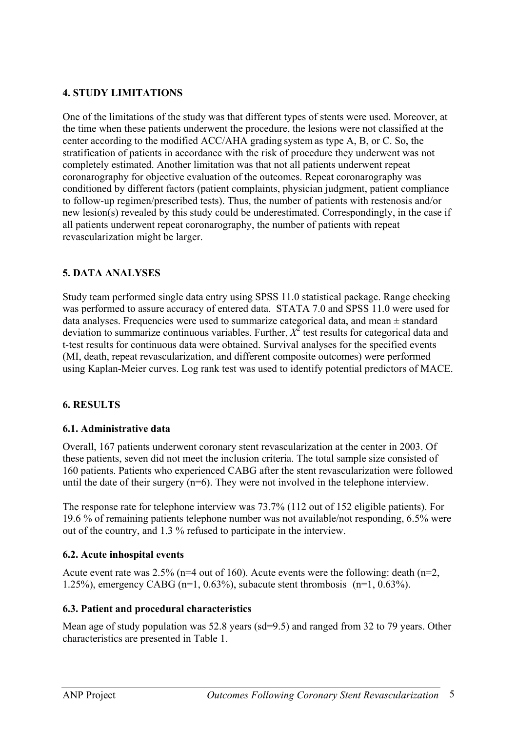## 4. STUDY LIMITATIONS

One of the limitations of the study was that different types of stents were used. Moreover, at the time when these patients underwent the procedure, the lesions were not classified at the center according to the modified ACC/AHA grading system as type A, B, or C. So, the stratification of patients in accordance with the risk of procedure they underwent was not completely estimated. Another limitation was that not all patients underwent repeat coronarography for objective evaluation of the outcomes. Repeat coronarography was conditioned by different factors (patient complaints, physician judgment, patient compliance to follow-up regimen/prescribed tests). Thus, the number of patients with restenosis and/or new lesion(s) revealed by this study could be underestimated. Correspondingly, in the case if all patients underwent repeat coronarography, the number of patients with repeat revascularization might be larger.

## 5. DATA ANALYSES

Study team performed single data entry using SPSS 11.0 statistical package. Range checking was performed to assure accuracy of entered data. STATA 7.0 and SPSS 11.0 were used for data analyses. Frequencies were used to summarize categorical data, and mean ± standard deviation to summarize continuous variables. Further, $X^2$ test results for categorical data and t-test results for continuous data were obtained. Survival analyses for the specified events (MI, death, repeat revascularization, and different composite outcomes) were performed using Kaplan-Meier curves. Log rank test was used to identify potential predictors of MACE.

## 6. RESULTS

### 6.1. Administrative data

Overall, 167 patients underwent coronary stent revascularization at the center in 2003. Of these patients, seven did not meet the inclusion criteria. The total sample size consisted of 160 patients. Patients who experienced CABG after the stent revascularization were followed until the date of their surgery (n=6). They were not involved in the telephone interview.

The response rate for telephone interview was 73.7% (112 out of 152 eligible patients). For 19.6 % of remaining patients telephone number was not available/not responding, 6.5% were out of the country, and 1.3 % refused to participate in the interview.

### 6.2. Acute inhospital events

Acute event rate was 2.5% (n=4 out of 160). Acute events were the following: death (n=2, 1.25%), emergency CABG (n=1, 0.63%), subacute stent thrombosis (n=1, 0.63%).

### 6.3. Patient and procedural characteristics

Mean age of study population was 52.8 years (sd=9.5) and ranged from 32 to 79 years. Other characteristics are presented in Table 1.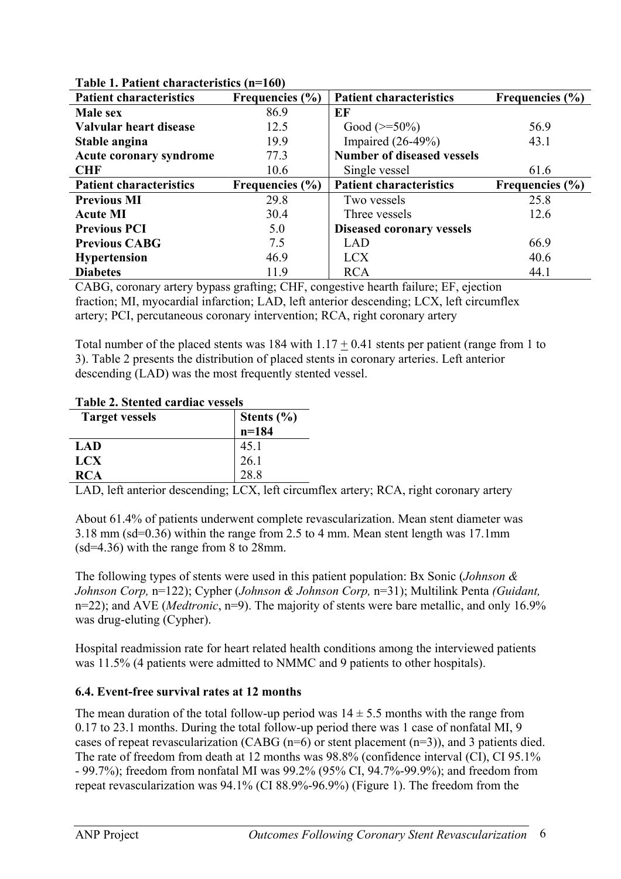**Table 1. Patient characteristics (n=160)**

| Patient characteristics | Frequencies (%) | Patient characteristics | Frequencies (%) |
|---|---|---|---|
| **Male sex** | 86.9 | **EF** | |
| **Valvular heart disease** | 12.5 | Good (>=50%) | 56.9 |
| **Stable angina** | 19.9 | Impaired (26-49%) | 43.1 |
| **Acute coronary syndrome** | 77.3 | **Number of diseased vessels** | |
| **CHF** | 10.6 | Single vessel | 61.6 |
| **Patient characteristics** | **Frequencies (%)** | **Patient characteristics** | **Frequencies (%)** |
| **Previous MI** | 29.8 | Two vessels | 25.8 |
| **Acute MI** | 30.4 | Three vessels | 12.6 |
| **Previous PCI** | 5.0 | **Diseased coronary vessels** | |
| **Previous CABG** | 7.5 | LAD | 66.9 |
| **Hypertension** | 46.9 | LCX | 40.6 |
| **Diabetes** | 11.9 | RCA | 44.1 |

CABG, coronary artery bypass grafting; CHF, congestive hearth failure; EF, ejection fraction; MI, myocardial infarction; LAD, left anterior descending; LCX, left circumflex artery; PCI, percutaneous coronary intervention; RCA, right coronary artery

Total number of the placed stents was 184 with 1.17 $\pm$ 0.41 stents per patient (range from 1 to 3). Table 2 presents the distribution of placed stents in coronary arteries. Left anterior descending (LAD) was the most frequently stented vessel.

**Table 2. Stented cardiac vessels**

| Target vessels | Stents (%) n=184 |
|---|---|
| **LAD** | 45.1 |
| **LCX** | 26.1 |
| **RCA** | 28.8 |

LAD, left anterior descending; LCX, left circumflex artery; RCA, right coronary artery

About 61.4% of patients underwent complete revascularization. Mean stent diameter was 3.18 mm (sd=0.36) within the range from 2.5 to 4 mm. Mean stent length was 17.1mm (sd=4.36) with the range from 8 to 28mm.

The following types of stents were used in this patient population: Bx Sonic (*Johnson & Johnson Corp,* n=122); Cypher (*Johnson & Johnson Corp,* n=31); Multilink Penta *(Guidant,* n=22); and AVE (*Medtronic*, n=9). The majority of stents were bare metallic, and only 16.9% was drug-eluting (Cypher).

Hospital readmission rate for heart related health conditions among the interviewed patients was 11.5% (4 patients were admitted to NMMC and 9 patients to other hospitals).

### 6.4. Event-free survival rates at 12 months

The mean duration of the total follow-up period was 14 $\pm$ 5.5 months with the range from 0.17 to 23.1 months. During the total follow-up period there was 1 case of nonfatal MI, 9 cases of repeat revascularization (CABG (n=6) or stent placement (n=3)), and 3 patients died. The rate of freedom from death at 12 months was 98.8% (confidence interval (CI), CI 95.1% - 99.7%); freedom from nonfatal MI was 99.2% (95% CI, 94.7%-99.9%); and freedom from repeat revascularization was 94.1% (CI 88.9%-96.9%) (Figure 1). The freedom from the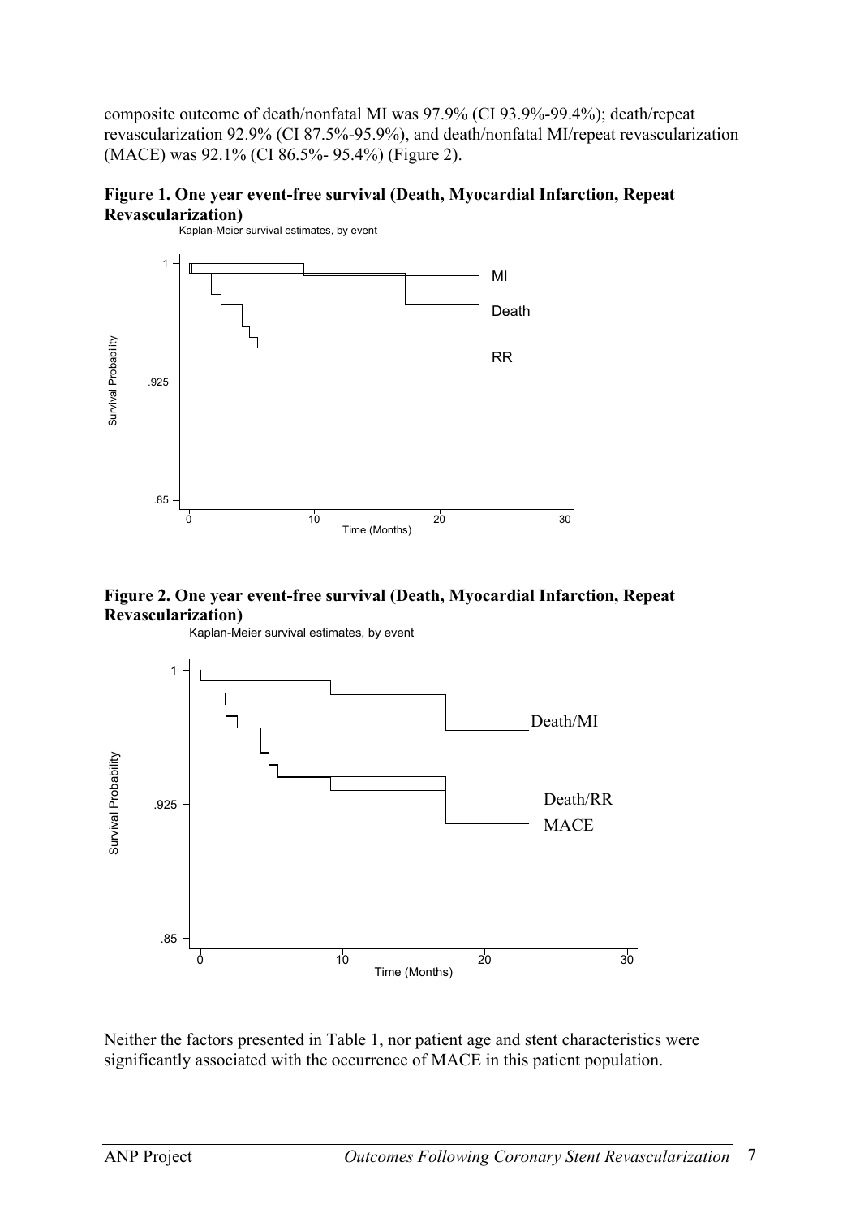composite outcome of death/nonfatal MI was 97.9% (CI 93.9%-99.4%); death/repeat revascularization 92.9% (CI 87.5%-95.9%), and death/nonfatal MI/repeat revascularization (MACE) was 92.1% (CI 86.5%- 95.4%) (Figure 2).

**Figure 1. One year event-free survival (Death, Myocardial Infarction, Repeat Revascularization)**

Kaplan-Meier survival estimates, by event

**Figure 2. One year event-free survival (Death, Myocardial Infarction, Repeat Revascularization)**

Kaplan-Meier survival estimates, by event

Neither the factors presented in Table 1, nor patient age and stent characteristics were significantly associated with the occurrence of MACE in this patient population.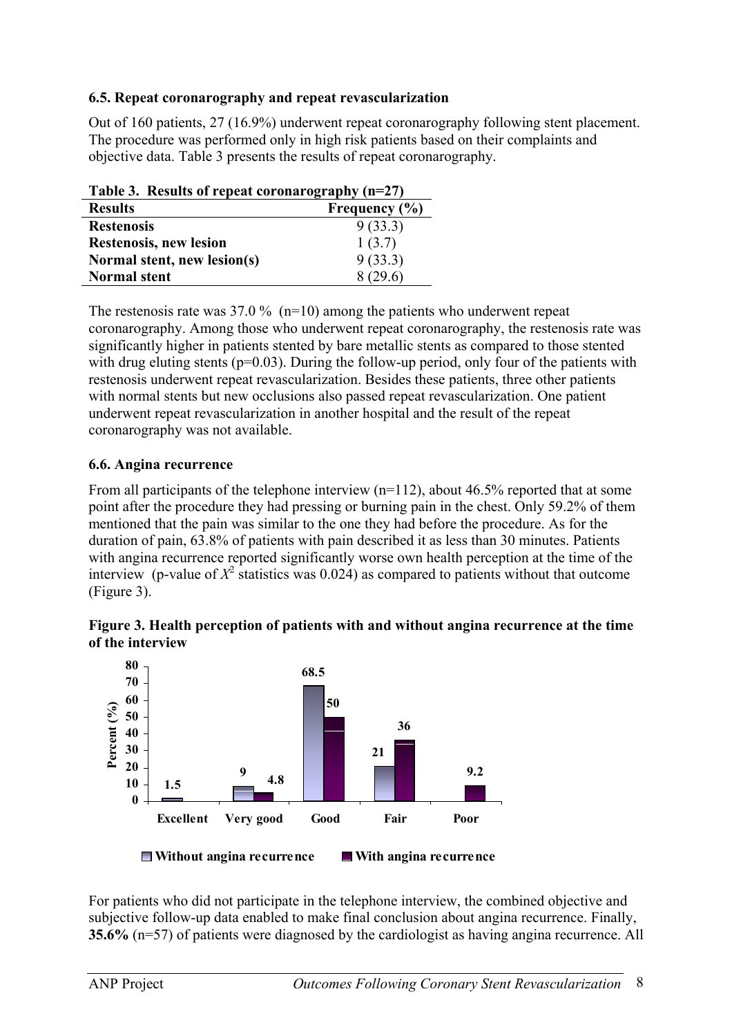### 6.5. Repeat coronarography and repeat revascularization

Out of 160 patients, 27 (16.9%) underwent repeat coronarography following stent placement. The procedure was performed only in high risk patients based on their complaints and objective data. Table 3 presents the results of repeat coronarography.

**Table 3. Results of repeat coronarography (n=27)**

| Results | Frequency (%) |
|---|---|
| **Restenosis** | 9 (33.3) |
| **Restenosis, new lesion** | 1 (3.7) |
| **Normal stent, new lesion(s)** | 9 (33.3) |
| **Normal stent** | 8 (29.6) |

The restenosis rate was 37.0 % (n=10) among the patients who underwent repeat coronarography. Among those who underwent repeat coronarography, the restenosis rate was significantly higher in patients stented by bare metallic stents as compared to those stented with drug eluting stents (p=0.03). During the follow-up period, only four of the patients with restenosis underwent repeat revascularization. Besides these patients, three other patients with normal stents but new occlusions also passed repeat revascularization. One patient underwent repeat revascularization in another hospital and the result of the repeat coronarography was not available.

### 6.6. Angina recurrence

From all participants of the telephone interview (n=112), about 46.5% reported that at some point after the procedure they had pressing or burning pain in the chest. Only 59.2% of them mentioned that the pain was similar to the one they had before the procedure. As for the duration of pain, 63.8% of patients with pain described it as less than 30 minutes. Patients with angina recurrence reported significantly worse own health perception at the time of the interview (p-value of $X^2$ statistics was 0.024) as compared to patients without that outcome (Figure 3).

**Figure 3. Health perception of patients with and without angina recurrence at the time of the interview**

| Health perception | Without angina recurrence (%) | With angina recurrence (%) |
|---|---|---|
| Excellent | 1.5 | |
| Very good | 9 | 4.8 |
| Good | 68.5 | 50 |
| Fair | 21 | 36 |
| Poor | | 9.2 |

For patients who did not participate in the telephone interview, the combined objective and subjective follow-up data enabled to make final conclusion about angina recurrence. Finally, **35.6%** (n=57) of patients were diagnosed by the cardiologist as having angina recurrence. All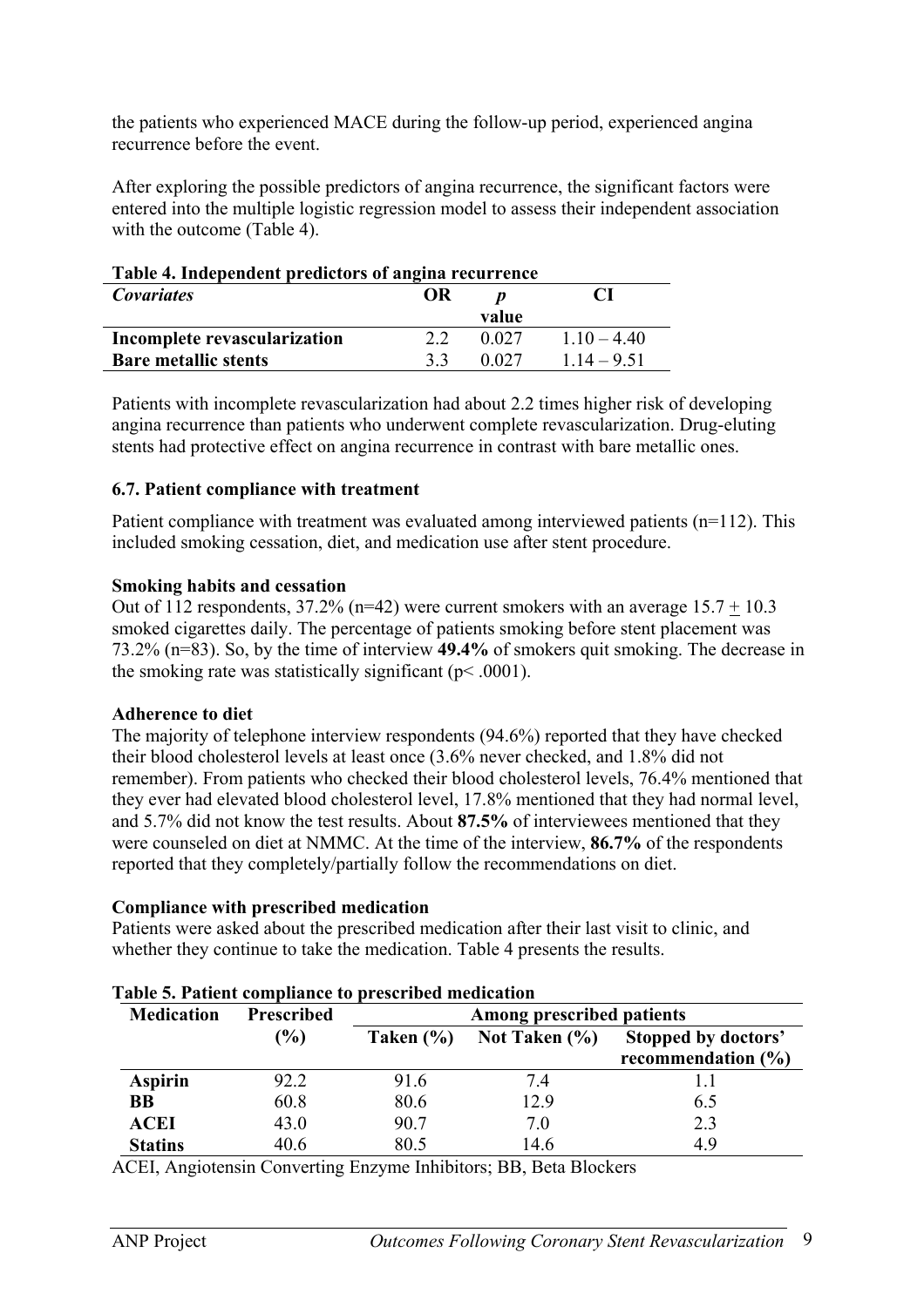the patients who experienced MACE during the follow-up period, experienced angina recurrence before the event.

After exploring the possible predictors of angina recurrence, the significant factors were entered into the multiple logistic regression model to assess their independent association with the outcome (Table 4).

**Table 4. Independent predictors of angina recurrence**

| *Covariates* | **OR** | ***p* value** | **CI** |
|---|---|---|---|
| **Incomplete revascularization** | 2.2 | 0.027 | 1.10 – 4.40 |
| **Bare metallic stents** | 3.3 | 0.027 | 1.14 – 9.51 |

Patients with incomplete revascularization had about 2.2 times higher risk of developing angina recurrence than patients who underwent complete revascularization. Drug-eluting stents had protective effect on angina recurrence in contrast with bare metallic ones.

### 6.7. Patient compliance with treatment

Patient compliance with treatment was evaluated among interviewed patients (n=112). This included smoking cessation, diet, and medication use after stent procedure.

**Smoking habits and cessation**

Out of 112 respondents, 37.2% (n=42) were current smokers with an average 15.7 ± 10.3 smoked cigarettes daily. The percentage of patients smoking before stent placement was 73.2% (n=83). So, by the time of interview **49.4%** of smokers quit smoking. The decrease in the smoking rate was statistically significant ($p < .0001$).

**Adherence to diet**

The majority of telephone interview respondents (94.6%) reported that they have checked their blood cholesterol levels at least once (3.6% never checked, and 1.8% did not remember). From patients who checked their blood cholesterol levels, 76.4% mentioned that they ever had elevated blood cholesterol level, 17.8% mentioned that they had normal level, and 5.7% did not know the test results. About **87.5%** of interviewees mentioned that they were counseled on diet at NMMC. At the time of the interview, **86.7%** of the respondents reported that they completely/partially follow the recommendations on diet.

**Compliance with prescribed medication**

Patients were asked about the prescribed medication after their last visit to clinic, and whether they continue to take the medication. Table 4 presents the results.

**Table 5. Patient compliance to prescribed medication**

| **Medication** | **Prescribed (%)** | **Among prescribed patients** | | |
|---|---|---|---|---|
| | | **Taken (%)** | **Not Taken (%)** | **Stopped by doctors' recommendation (%)** |
| **Aspirin** | 92.2 | 91.6 | 7.4 | 1.1 |
| **BB** | 60.8 | 80.6 | 12.9 | 6.5 |
| **ACEI** | 43.0 | 90.7 | 7.0 | 2.3 |
| **Statins** | 40.6 | 80.5 | 14.6 | 4.9 |

ACEI, Angiotensin Converting Enzyme Inhibitors; BB, Beta Blockers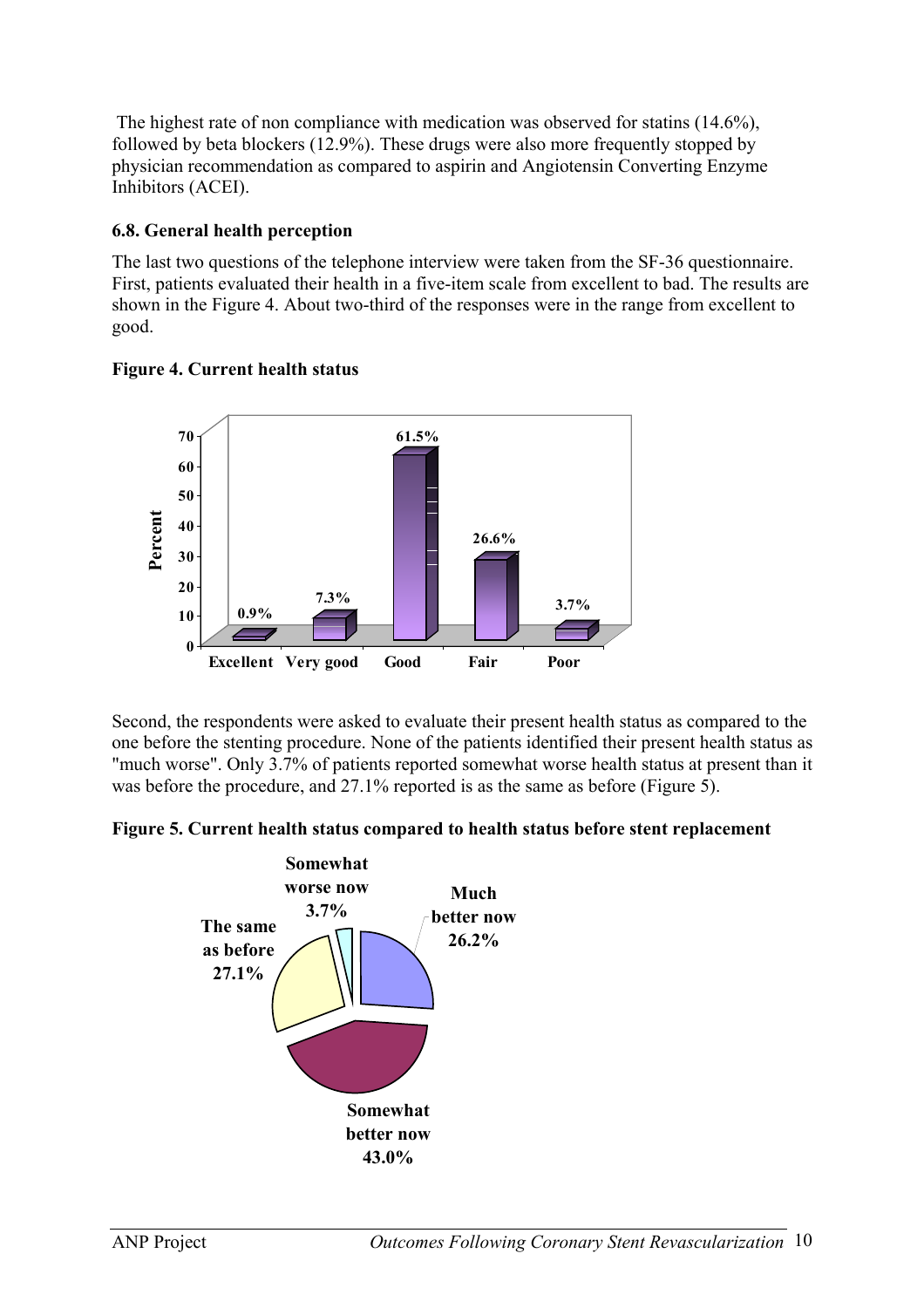The highest rate of non compliance with medication was observed for statins (14.6%), followed by beta blockers (12.9%). These drugs were also more frequently stopped by physician recommendation as compared to aspirin and Angiotensin Converting Enzyme Inhibitors (ACEI).

### 6.8. General health perception

The last two questions of the telephone interview were taken from the SF-36 questionnaire. First, patients evaluated their health in a five-item scale from excellent to bad. The results are shown in the Figure 4. About two-third of the responses were in the range from excellent to good.

**Figure 4. Current health status**

Second, the respondents were asked to evaluate their present health status as compared to the one before the stenting procedure. None of the patients identified their present health status as "much worse". Only 3.7% of patients reported somewhat worse health status at present than it was before the procedure, and 27.1% reported is as the same as before (Figure 5).

**Figure 5. Current health status compared to health status before stent replacement**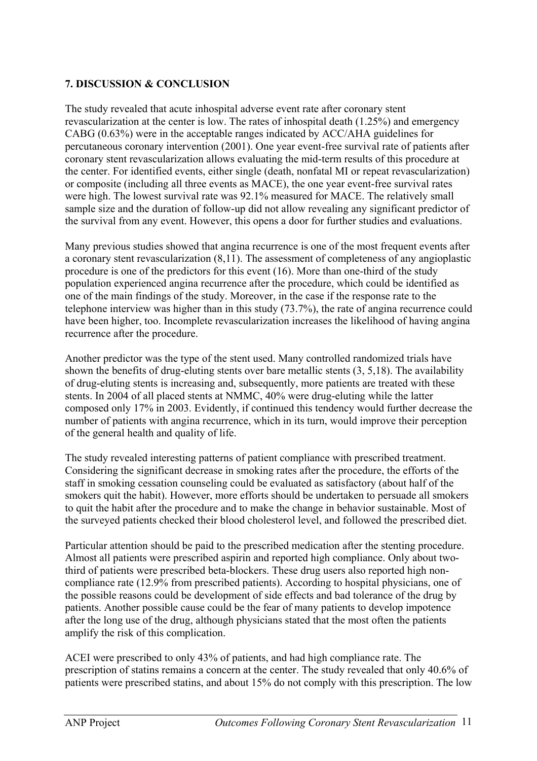**7. DISCUSSION & CONCLUSION**

The study revealed that acute inhospital adverse event rate after coronary stent revascularization at the center is low. The rates of inhospital death (1.25%) and emergency CABG (0.63%) were in the acceptable ranges indicated by ACC/AHA guidelines for percutaneous coronary intervention (2001). One year event-free survival rate of patients after coronary stent revascularization allows evaluating the mid-term results of this procedure at the center. For identified events, either single (death, nonfatal MI or repeat revascularization) or composite (including all three events as MACE), the one year event-free survival rates were high. The lowest survival rate was 92.1% measured for MACE. The relatively small sample size and the duration of follow-up did not allow revealing any significant predictor of the survival from any event. However, this opens a door for further studies and evaluations.

Many previous studies showed that angina recurrence is one of the most frequent events after a coronary stent revascularization (8,11). The assessment of completeness of any angioplastic procedure is one of the predictors for this event (16). More than one-third of the study population experienced angina recurrence after the procedure, which could be identified as one of the main findings of the study. Moreover, in the case if the response rate to the telephone interview was higher than in this study (73.7%), the rate of angina recurrence could have been higher, too. Incomplete revascularization increases the likelihood of having angina recurrence after the procedure.

Another predictor was the type of the stent used. Many controlled randomized trials have shown the benefits of drug-eluting stents over bare metallic stents (3, 5,18). The availability of drug-eluting stents is increasing and, subsequently, more patients are treated with these stents. In 2004 of all placed stents at NMMC, 40% were drug-eluting while the latter composed only 17% in 2003. Evidently, if continued this tendency would further decrease the number of patients with angina recurrence, which in its turn, would improve their perception of the general health and quality of life.

The study revealed interesting patterns of patient compliance with prescribed treatment. Considering the significant decrease in smoking rates after the procedure, the efforts of the staff in smoking cessation counseling could be evaluated as satisfactory (about half of the smokers quit the habit). However, more efforts should be undertaken to persuade all smokers to quit the habit after the procedure and to make the change in behavior sustainable. Most of the surveyed patients checked their blood cholesterol level, and followed the prescribed diet.

Particular attention should be paid to the prescribed medication after the stenting procedure. Almost all patients were prescribed aspirin and reported high compliance. Only about two-third of patients were prescribed beta-blockers. These drug users also reported high non-compliance rate (12.9% from prescribed patients). According to hospital physicians, one of the possible reasons could be development of side effects and bad tolerance of the drug by patients. Another possible cause could be the fear of many patients to develop impotence after the long use of the drug, although physicians stated that the most often the patients amplify the risk of this complication.

ACEI were prescribed to only 43% of patients, and had high compliance rate. The prescription of statins remains a concern at the center. The study revealed that only 40.6% of patients were prescribed statins, and about 15% do not comply with this prescription. The low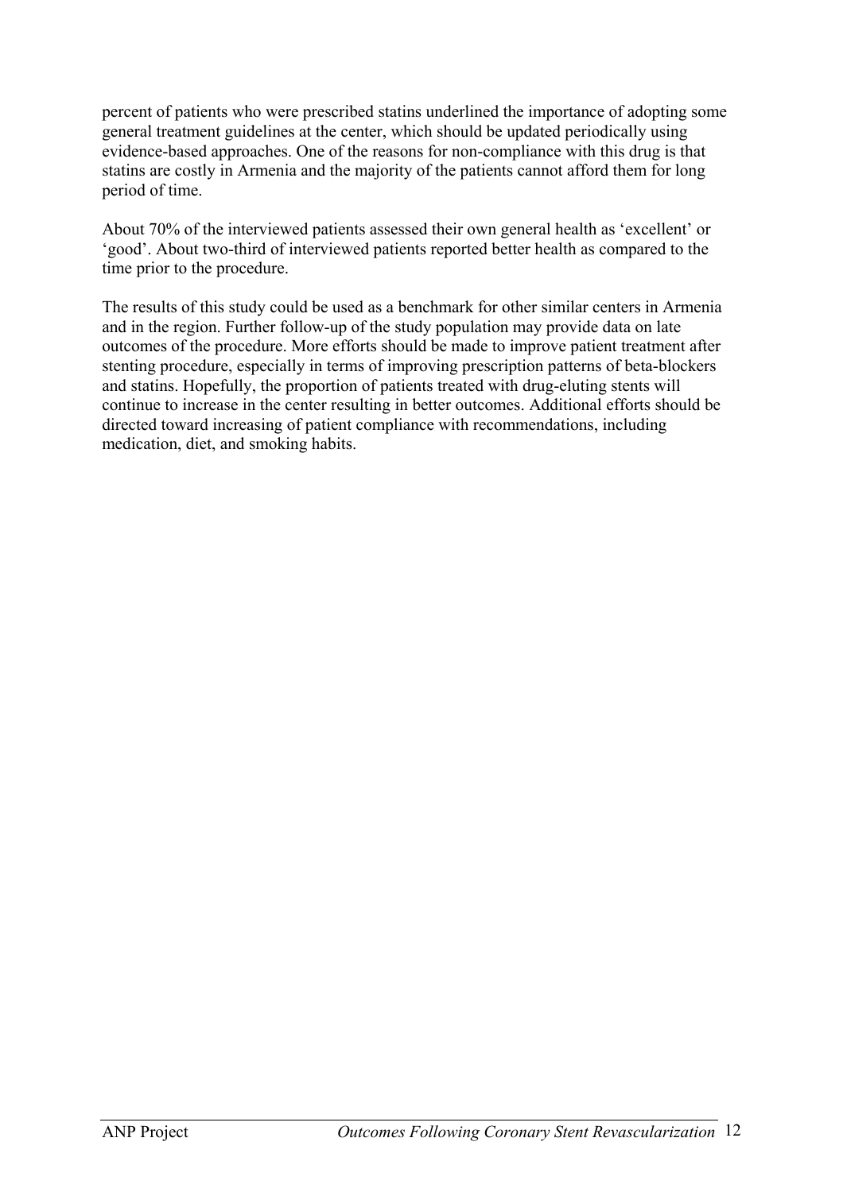percent of patients who were prescribed statins underlined the importance of adopting some general treatment guidelines at the center, which should be updated periodically using evidence-based approaches. One of the reasons for non-compliance with this drug is that statins are costly in Armenia and the majority of the patients cannot afford them for long period of time.

About 70% of the interviewed patients assessed their own general health as 'excellent' or 'good'. About two-third of interviewed patients reported better health as compared to the time prior to the procedure.

The results of this study could be used as a benchmark for other similar centers in Armenia and in the region. Further follow-up of the study population may provide data on late outcomes of the procedure. More efforts should be made to improve patient treatment after stenting procedure, especially in terms of improving prescription patterns of beta-blockers and statins. Hopefully, the proportion of patients treated with drug-eluting stents will continue to increase in the center resulting in better outcomes. Additional efforts should be directed toward increasing of patient compliance with recommendations, including medication, diet, and smoking habits.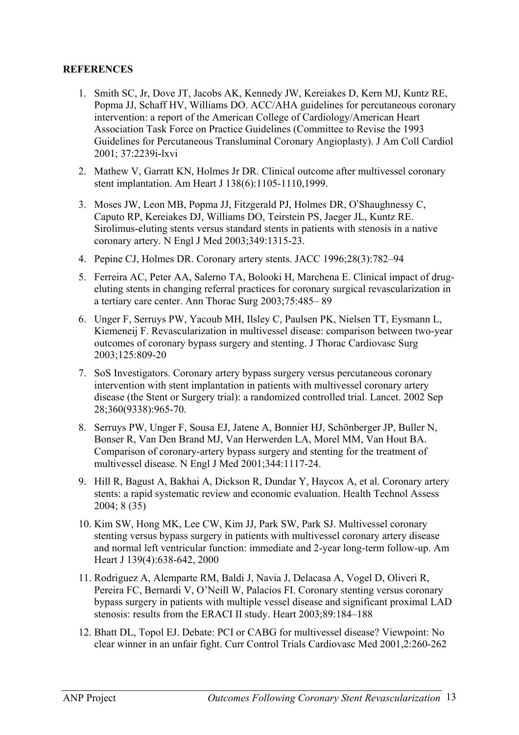**REFERENCES**

1. Smith SC, Jr, Dove JT, Jacobs AK, Kennedy JW, Kereiakes D, Kern MJ, Kuntz RE, Popma JJ, Schaff HV, Williams DO. ACC/AHA guidelines for percutaneous coronary intervention: a report of the American College of Cardiology/American Heart Association Task Force on Practice Guidelines (Committee to Revise the 1993 Guidelines for Percutaneous Transluminal Coronary Angioplasty). J Am Coll Cardiol 2001; 37:2239i-lxvi
2. Mathew V, Garratt KN, Holmes Jr DR. Clinical outcome after multivessel coronary stent implantation. Am Heart J 138(6):1105-1110,1999.
3. Moses JW, Leon MB, Popma JJ, Fitzgerald PJ, Holmes DR, O'Shaughnessy C, Caputo RP, Kereiakes DJ, Williams DO, Teirstein PS, Jaeger JL, Kuntz RE. Sirolimus-eluting stents versus standard stents in patients with stenosis in a native coronary artery. N Engl J Med 2003;349:1315-23.
4. Pepine CJ, Holmes DR. Coronary artery stents. JACC 1996;28(3):782–94
5. Ferreira AC, Peter AA, Salerno TA, Bolooki H, Marchena E. Clinical impact of drug-eluting stents in changing referral practices for coronary surgical revascularization in a tertiary care center. Ann Thorac Surg 2003;75:485– 89
6. Unger F, Serruys PW, Yacoub MH, Ilsley C, Paulsen PK, Nielsen TT, Eysmann L, Kiemeneij F. Revascularization in multivessel disease: comparison between two-year outcomes of coronary bypass surgery and stenting. J Thorac Cardiovasc Surg 2003;125:809-20
7. SoS Investigators. Coronary artery bypass surgery versus percutaneous coronary intervention with stent implantation in patients with multivessel coronary artery disease (the Stent or Surgery trial): a randomized controlled trial. Lancet. 2002 Sep 28;360(9338):965-70.
8. Serruys PW, Unger F, Sousa EJ, Jatene A, Bonnier HJ, Schönberger JP, Buller N, Bonser R, Van Den Brand MJ, Van Herwerden LA, Morel MM, Van Hout BA. Comparison of coronary-artery bypass surgery and stenting for the treatment of multivessel disease. N Engl J Med 2001;344:1117-24.
9. Hill R, Bagust A, Bakhai A, Dickson R, Dundar Y, Haycox A, et al. Coronary artery stents: a rapid systematic review and economic evaluation. Health Technol Assess 2004; 8 (35)
10. Kim SW, Hong MK, Lee CW, Kim JJ, Park SW, Park SJ. Multivessel coronary stenting versus bypass surgery in patients with multivessel coronary artery disease and normal left ventricular function: immediate and 2-year long-term follow-up. Am Heart J 139(4):638-642, 2000
11. Rodriguez A, Alemparte RM, Baldi J, Navia J, Delacasa A, Vogel D, Oliveri R, Pereira FC, Bernardi V, O'Neill W, Palacios FI. Coronary stenting versus coronary bypass surgery in patients with multiple vessel disease and significant proximal LAD stenosis: results from the ERACI II study. Heart 2003;89:184–188
12. Bhatt DL, Topol EJ. Debate: PCI or CABG for multivessel disease? Viewpoint: No clear winner in an unfair fight. Curr Control Trials Cardiovasc Med 2001,2:260-262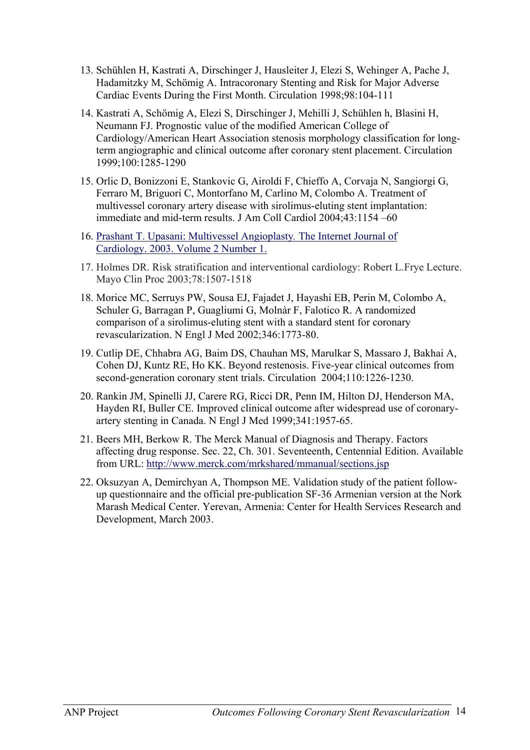13. Schühlen H, Kastrati A, Dirschinger J, Hausleiter J, Elezi S, Wehinger A, Pache J, Hadamitzky M, Schömig A. Intracoronary Stenting and Risk for Major Adverse Cardiac Events During the First Month. Circulation 1998;98:104-111
14. Kastrati A, Schömig A, Elezi S, Dirschinger J, Mehilli J, Schühlen h, Blasini H, Neumann FJ. Prognostic value of the modified American College of Cardiology/American Heart Association stenosis morphology classification for long-term angiographic and clinical outcome after coronary stent placement. Circulation 1999;100:1285-1290
15. Orlic D, Bonizzoni E, Stankovic G, Airoldi F, Chieffo A, Corvaja N, Sangiorgi G, Ferraro M, Briguori C, Montorfano M, Carlino M, Colombo A. Treatment of multivessel coronary artery disease with sirolimus-eluting stent implantation: immediate and mid-term results. J Am Coll Cardiol 2004;43:1154 –60
16. Prashant T. Upasani: Multivessel Angioplasty. The Internet Journal of Cardiology. 2003. Volume 2 Number 1.
17. Holmes DR. Risk stratification and interventional cardiology: Robert L.Frye Lecture. Mayo Clin Proc 2003;78:1507-1518
18. Morice MC, Serruys PW, Sousa EJ, Fajadet J, Hayashi EB, Perin M, Colombo A, Schuler G, Barragan P, Guagliumi G, Molnàr F, Falotico R. A randomized comparison of a sirolimus-eluting stent with a standard stent for coronary revascularization. N Engl J Med 2002;346:1773-80.
19. Cutlip DE, Chhabra AG, Baim DS, Chauhan MS, Marulkar S, Massaro J, Bakhai A, Cohen DJ, Kuntz RE, Ho KK. Beyond restenosis. Five-year clinical outcomes from second-generation coronary stent trials. Circulation 2004;110:1226-1230.
20. Rankin JM, Spinelli JJ, Carere RG, Ricci DR, Penn IM, Hilton DJ, Henderson MA, Hayden RI, Buller CE. Improved clinical outcome after widespread use of coronary-artery stenting in Canada. N Engl J Med 1999;341:1957-65.
21. Beers MH, Berkow R. The Merck Manual of Diagnosis and Therapy. Factors affecting drug response. Sec. 22, Ch. 301. Seventeenth, Centennial Edition. Available from URL: http://www.merck.com/mrkshared/mmanual/sections.jsp
22. Oksuzyan A, Demirchyan A, Thompson ME. Validation study of the patient follow-up questionnaire and the official pre-publication SF-36 Armenian version at the Nork Marash Medical Center. Yerevan, Armenia: Center for Health Services Research and Development, March 2003.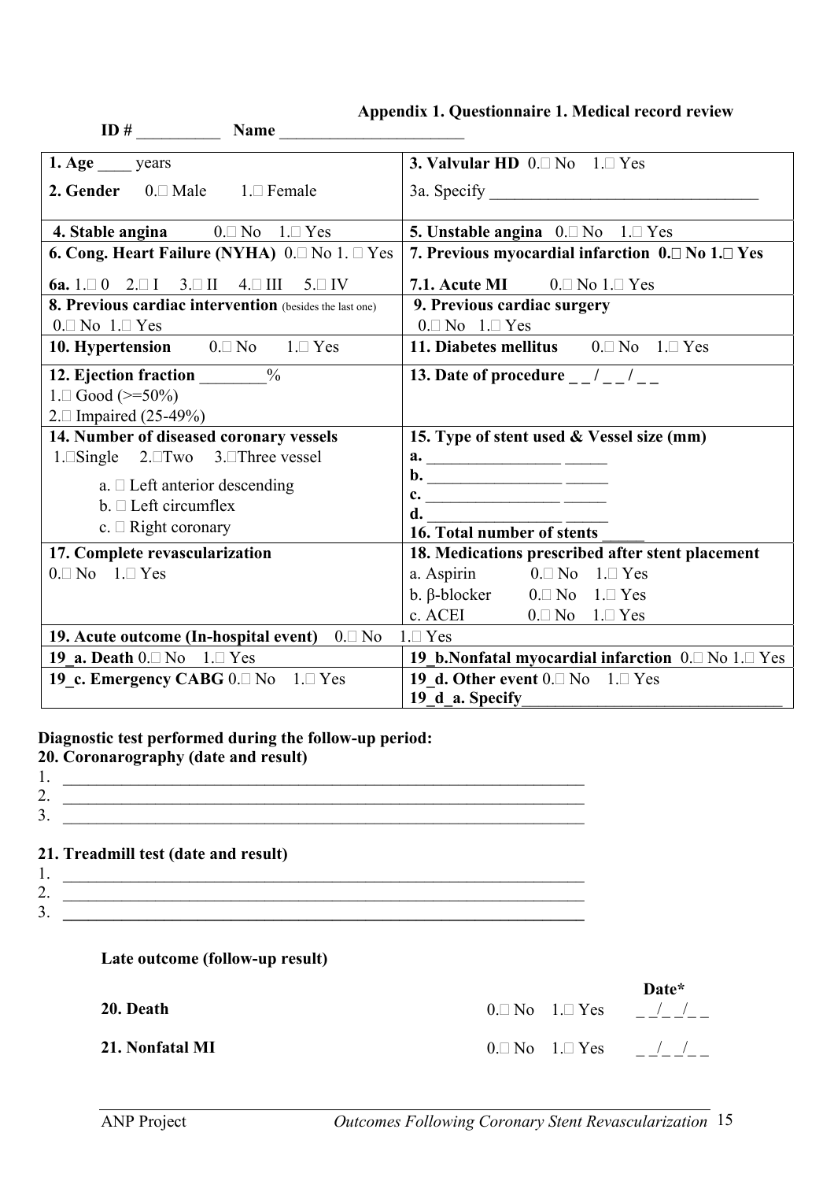### Appendix 1. Questionnaire 1. Medical record review

**ID #** __________ **Name** ______________________

| | |
|---|---|
| **1. Age** ____ years<br>**2. Gender** 0.□ Male 1.□ Female | **3. Valvular HD** 0.□ No 1.□ Yes<br>3a. Specify _________________________________ |
| **4. Stable angina** 0.□ No 1.□ Yes | **5. Unstable angina** 0.□ No 1.□ Yes |
| **6. Cong. Heart Failure (NYHA)** 0.□ No 1. □ Yes<br>**6a.** 1.□ 0 2.□ I 3.□ II 4.□ III 5.□ IV | **7. Previous myocardial infarction 0.□ No 1.□ Yes**<br>**7.1. Acute MI** 0.□ No 1.□ Yes |
| **8. Previous cardiac intervention** (besides the last one)<br>0.□ No 1.□ Yes | **9. Previous cardiac surgery**<br>0.□ No 1.□ Yes |
| **10. Hypertension** 0.□ No 1.□ Yes | **11. Diabetes mellitus** 0.□ No 1.□ Yes |
| **12. Ejection fraction** ________%<br>1.□ Good (>=50%)<br>2.□ Impaired (25-49%) | **13. Date of procedure _ _ / _ _ / _ _** |
| **14. Number of diseased coronary vessels**<br>1.□Single 2.□Two 3.□Three vessel<br>a. □ Left anterior descending<br>b. □ Left circumflex<br>c. □ Right coronary | **15. Type of stent used & Vessel size (mm)**<br>**a.** ________________ _____<br>**b.** ________________ _____<br>**c.** ________________ _____<br>**d.** ________________ _____<br>**16. Total number of stents** _____ |
| **17. Complete revascularization**<br>0.□ No 1.□ Yes | **18. Medications prescribed after stent placement**<br>a. Aspirin 0.□ No 1.□ Yes<br>b. β-blocker 0.□ No 1.□ Yes<br>c. ACEI 0.□ No 1.□ Yes |
| **19. Acute outcome (In-hospital event)** 0.□ No 1.□ Yes | |
| **19_a. Death** 0.□ No 1.□ Yes | **19_b.Nonfatal myocardial infarction** 0.□ No 1.□ Yes |
| **19_c. Emergency CABG** 0.□ No 1.□ Yes | **19_d. Other event** 0.□ No 1.□ Yes<br>**19_d_a. Specify**________________________________ |

**Diagnostic test performed during the follow-up period:**

**20. Coronarography (date and result)**

1. ________________________________________________________________
2. ________________________________________________________________
3. ________________________________________________________________

**21. Treadmill test (date and result)**

1. ________________________________________________________________
2. ________________________________________________________________
3. ________________________________________________________________

**Late outcome (follow-up result)**

| | | **Date*** |
|---|---|---|
| **20. Death** | 0.□ No 1.□ Yes | _ _/_ _/_ _ |
| **21. Nonfatal MI** | 0.□ No 1.□ Yes | _ _/_ _/_ _ |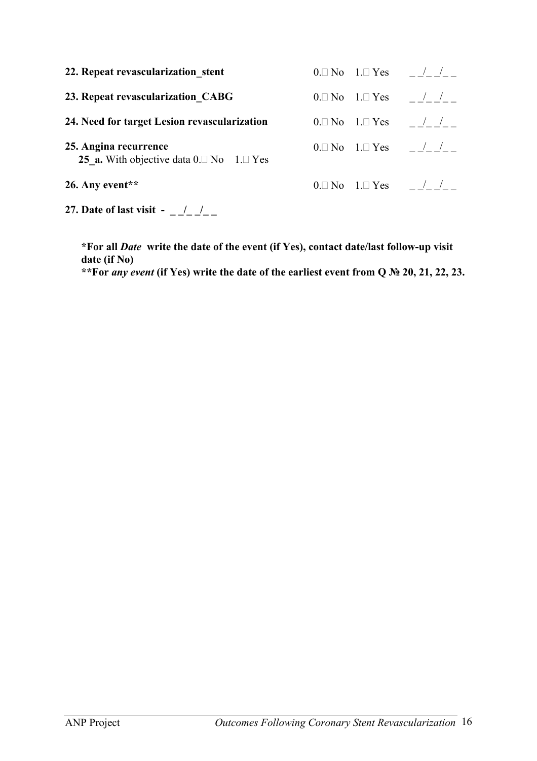**22. Repeat revascularization_stent** 0.□ No 1.□ Yes _ _/_ _/_ _

**23. Repeat revascularization_CABG** 0.□ No 1.□ Yes _ _/_ _/_ _

**24. Need for target Lesion revascularization** 0.□ No 1.□ Yes _ _/_ _/_ _

**25. Angina recurrence** 0.□ No 1.□ Yes _ _/_ _/_ _

**25_a.** With objective data 0.□ No 1.□ Yes

**26. Any event**** 0.□ No 1.□ Yes _ _/_ _/_ _

**27. Date of last visit - _ _/_ _/_ _**

**\*For all *Date* write the date of the event (if Yes), contact date/last follow-up visit date (if No)**

**\*\*For *any event* (if Yes) write the date of the earliest event from Q № 20, 21, 22, 23.**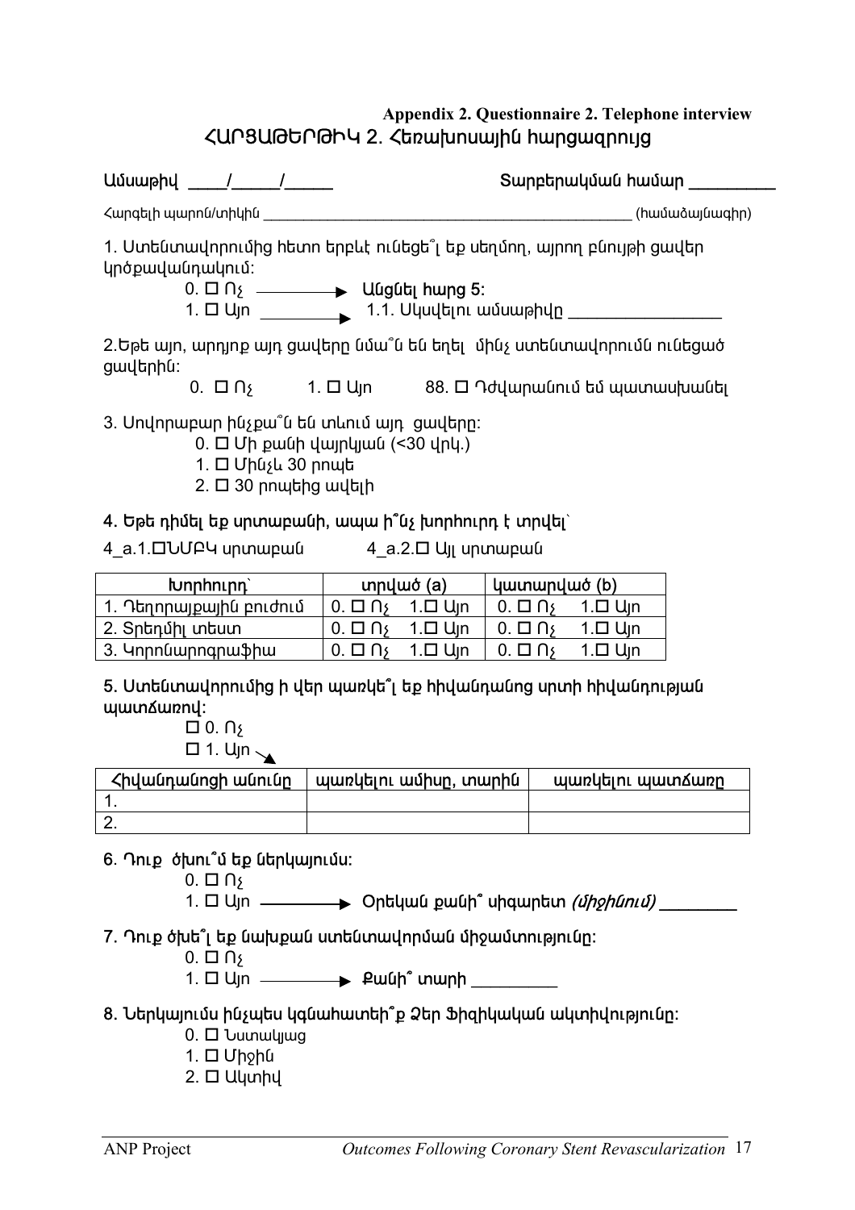**Appendix 2. Questionnaire 2. Telephone interview**

## ՀԱՐՑԱԹԵՐԹԻԿ 2. Հեռախոսային հարցազրույց

Ամսաթիվ ____/_____/_____ Տարբերակման համար _________

Հարցելի պարոն/տիկին ____________________________________________ (համաձայնագիր)

**1.** Ստենտավորումից հետո երբևէ ունեցե՞լ եք սեղմող, այրող բնույթի ցավեր կրծքավանդակում:

- 0. ☐ Ոչ ⟶ **Անցնել հարց 5:**
- 1. ☐ Այո ⟶ 1.1. Սկսվելու ամսաթիվը ________________

**2.** Եթե այո, արդյոք այդ ցավերը նմա՞ն են եղել մինչ ստենտավորումն ունեցած ցավերին:

0. ☐ Ոչ 1. ☐ Այո 88. ☐ Դժվարանում եմ պատասխանել

**3.** Սովորաբար ինչքա՞ն են տևում այդ ցավերը:

- 0. ☐ Մի քանի վայրկյան (<30 վրկ.)
- 1. ☐ Մինչև 30 րոպե
- 2. ☐ 30 րոպեից ավելի

**4. Եթե դիմել եք սրտաբանի, ապա ի՞նչ խորհուրդ է տրվել՝**

4_a.1.☐ՆՍՄԲԿ սրտաբան 4_a.2.☐ Այլ սրտաբան

| Խորհուրդ՝ | տրված (a) | կատարված (b) |
|---|---|---|
| 1. Դեղորայքային բուժում | 0. ☐ Ոչ 1.☐ Այո | 0. ☐ Ոչ 1.☐ Այո |
| 2. Տրեդմիլ տեստ | 0. ☐ Ոչ 1.☐ Այո | 0. ☐ Ոչ 1.☐ Այո |
| 3. Կորոնարոգրաֆիա | 0. ☐ Ոչ 1.☐ Այո | 0. ☐ Ոչ 1.☐ Այո |

**5. Ստենտավորումից ի վեր պառկե՞լ եք հիվանդանոց սրտի հիվանդության պատճառով:**

- ☐ 0. Ոչ
- ☐ 1. Այո

| Հիվանդանոցի անունը | պառկելու ամիսը, տարին | պառկելու պատճառը |
|---|---|---|
| 1. | | |
| 2. | | |

**6. Դուք ծխու՞մ եք ներկայումս:**

- 0. ☐ Ոչ
- 1. ☐ Այո ⟶ Օրեկան քանի՞ սիգարետ *(միջինում)* ________

**7. Դուք ծխե՞լ եք նախքան ստենտավորման միջամտությունը:**

- 0. ☐ Ոչ
- 1. ☐ Այո ⟶ Քանի՞ տարի _________

**8. Ներկայումս ինչպես կգնահատեի՞ք Ձեր Ֆիզիկական ակտիվությունը:**

- 0. ☐ Նստակյաց
- 1. ☐ Միջին
- 2. ☐ Ակտիվ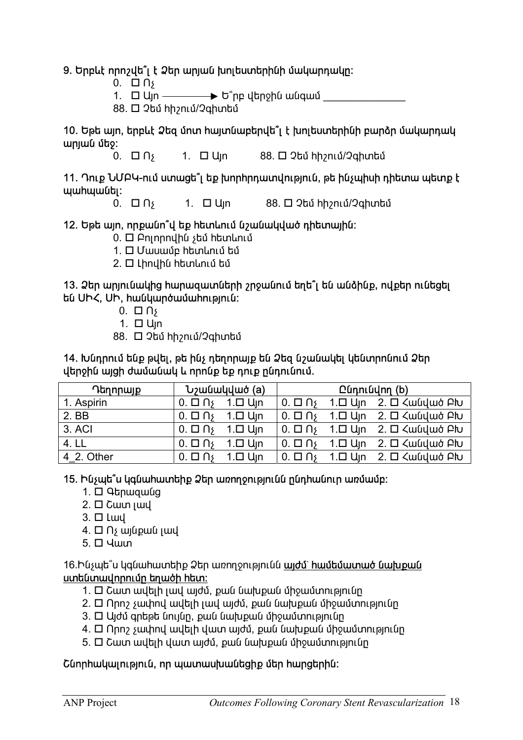9. Երբևէ որոշվե՞լ է Ձեր արյան խոլեստերինի մակարդակը:

0. ☐ Ոչ
1. ☐ Այո ————► Ե՞րբ վերջին անգամ _______________
88. ☐ Չեմ հիշում/Չգիտեմ

10. Եթե այո, երբևէ Ձեզ մոտ հայտնաբերվե՞լ է խոլեստերինի բարձր մակարդակ արյան մեջ:

0. ☐ Ոչ 1. ☐ Այո 88. ☐ Չեմ հիշում/Չգիտեմ

11. Դուք ՆՄԲԿ-ում ստացե՞լ եք խորհրդատվություն, թե ինչպիսի դիետա պետք է պահպանել:

0. ☐ Ոչ 1. ☐ Այո 88. ☐ Չեմ հիշում/Չգիտեմ

12. Եթե այո, որքանո՞վ եք հետևում նշանակված դիետային:

0. ☐ Բոլորովին չեմ հետևում
1. ☐ Մասամբ հետևում եմ
2. ☐ Լիովին հետևում եմ

13. Ձեր արյունակից հարազատների շրջանում եղե՞լ են անձինք, ովքեր ունեցել են ՍԻՀ, ՍԻ, հանկարծամահություն:

0. ☐ Ոչ
1. ☐ Այո
88. ☐ Չեմ հիշում/Չգիտեմ

14. Խնդրում ենք թվել, թե ինչ դեղորայք են Ձեզ նշանակել կենտրոնում Ձեր վերջին այցի ժամանակ և որոնք եք դուք ընդունում.

| Դեղորայք | Նշանակված (a) | Ընդունվող (b) |
|---|---|---|
| 1. Aspirin | 0. ☐ Ոչ 1.☐ Այո | 0. ☐ Ոչ 1.☐ Այո 2. ☐ Հանված Բէ |
| 2. BB | 0. ☐ Ոչ 1.☐ Այո | 0. ☐ Ոչ 1.☐ Այո 2. ☐ Հանված Բէ |
| 3. ACI | 0. ☐ Ոչ 1.☐ Այո | 0. ☐ Ոչ 1.☐ Այո 2. ☐ Հանված Բէ |
| 4. LL | 0. ☐ Ոչ 1.☐ Այո | 0. ☐ Ոչ 1.☐ Այո 2. ☐ Հանված Բէ |
| 4_2. Other | 0. ☐ Ոչ 1.☐ Այո | 0. ☐ Ոչ 1.☐ Այո 2. ☐ Հանված Բէ |

15. Ինչպե՞ս կգնահատեիք Ձեր առողջությունն ընդհանուր առմամբ:

1. ☐ Գերազանց
2. ☐ Շատ լավ
3. ☐ Լավ
4. ☐ Ոչ այնքան լավ
5. ☐ Վատ

16.Ինչպե՞ս կգնահատեիք Ձեր առողջությունն <u>այժմ` համեմատած նախքան ստենտավորումը եղածի հետ:</u>

1. ☐ Շատ ավելի լավ այժմ, քան նախքան միջամտությունը
2. ☐ Որոշ չափով ավելի լավ այժմ, քան նախքան միջամտությունը
3. ☐ Այժմ գրեթե նույնը, քան նախքան միջամտությունը
4. ☐ Որոշ չափով ավելի վատ այժմ, քան նախքան միջամտությունը
5. ☐ Շատ ավելի վատ այժմ, քան նախքան միջամտությունը

Շնորհակալություն, որ պատասխանեցիք մեր հարցերին: